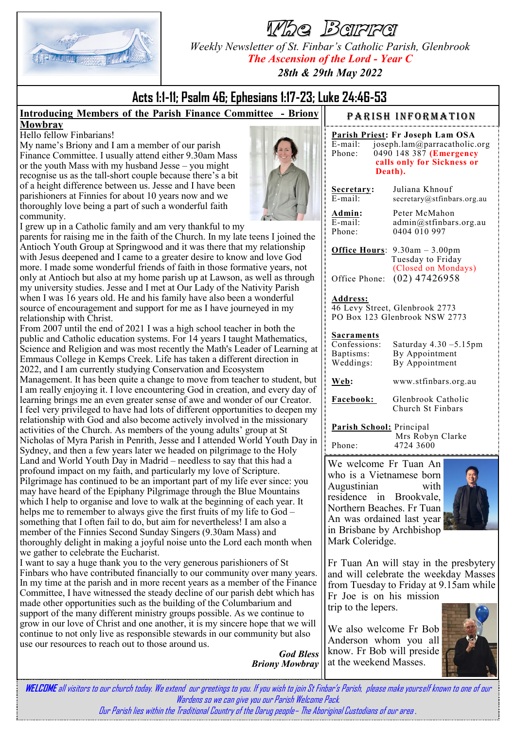# The Barra

*Weekly Newsletter of St. Finbar's Catholic Parish, Glenbrook*

*The Ascension of the Lord - Year C*

*28th & 29th May 2022*

## Acts 1:1-11; Psalm 46; Ephesians 1:17-23; Luke 24:46-53

### Introducing Members of the Parish Finance Committee - Briony Mowbray

Hello fellow Finbarians!

My name's Briony and I am a member of our parish Finance Committee. I usually attend either 9.30am Mass or the youth Mass with my husband Jesse – you might recognise us as the tall-short couple because there's a bit of a height difference between us. Jesse and I have been parishioners at Finnies for about 10 years now and we thoroughly love being a part of such a wonderful faith community.

I grew up in a Catholic family and am very thankful to my parents for raising me in the faith of the Church. In my late teens I joined the Antioch Youth Group at Springwood and it was there that my relationship with Jesus deepened and I came to a greater desire to know and love God more. I made some wonderful friends of faith in those formative years, not only at Antioch but also at my home parish up at Lawson, as well as through my university studies. Jesse and I met at Our Lady of the Nativity Parish when I was 16 years old. He and his family have also been a wonderful source of encouragement and support for me as I have journeyed in my relationship with Christ.

From 2007 until the end of 2021 I was a high school teacher in both the public and Catholic education systems. For 14 years I taught Mathematics, Science and Religion and was most recently the Math's Leader of Learning at Emmaus College in Kemps Creek. Life has taken a different direction in 2022, and I am currently studying Conservation and Ecosystem Management. It has been quite a change to move from teacher to student, but I am really enjoying it. I love encountering God in creation, and every day of learning brings me an even greater sense of awe and wonder of our Creator.

I feel very privileged to have had lots of different opportunities to deepen my relationship with God and also become actively involved in the missionary activities of the Church. As members of the young adults' group at St Nicholas of Myra Parish in Penrith, Jesse and I attended World Youth Day in Sydney, and then a few years later we headed on pilgrimage to the Holy Land and World Youth Day in Madrid – needless to say that this had a profound impact on my faith, and particularly my love of Scripture. Pilgrimage has continued to be an important part of my life ever since: you may have heard of the Epiphany Pilgrimage through the Blue Mountains which I help to organise and love to walk at the beginning of each year. It helps me to remember to always give the first fruits of my life to God – something that I often fail to do, but aim for nevertheless! I am also a member of the Finnies Second Sunday Singers (9.30am Mass) and thoroughly delight in making a joyful noise unto the Lord each month when we gather to celebrate the Eucharist.

I want to say a huge thank you to the very generous parishioners of St Finbars who have contributed financially to our community over many years. In my time at the parish and in more recent years as a member of the Finance Committee, I have witnessed the steady decline of our parish debt which has made other opportunities such as the building of the Columbarium and support of the many different ministry groups possible. As we continue to grow in our love of Christ and one another, it is my sincere hope that we will continue to not only live as responsible stewards in our community but also use our resources to reach out to those around us.

***God Bless***
***Briony Mowbray***

### PARISH INFORMATION

**Parish Priest: Fr Joseph Lam OSA**
E-mail: joseph.lam@parracatholic.org
Phone: 0490 148 387 **(Emergency calls only for Sickness or Death).**

**Secretary:** Juliana Khnouf
E-mail: secretary@stfinbars.org.au

**Admin:** Peter McMahon
E-mail: admin@stfinbars.org.au
Phone: 0404 010 997

**Office Hours**: 9.30am – 3.00pm Tuesday to Friday (Closed on Mondays)
Office Phone: (02) 47426958

**Address:**
46 Levy Street, Glenbrook 2773
PO Box 123 Glenbrook NSW 2773

**Sacraments**
Confessions: Saturday 4.30 –5.15pm
Baptisms: By Appointment
Weddings: By Appointment

**Web:** www.stfinbars.org.au

**Facebook:** Glenbrook Catholic Church St Finbars

**Parish School:** Principal Mrs Robyn Clarke
Phone: 4724 3600

We welcome Fr Tuan An who is a Vietnamese born Augustinian with residence in Brookvale, Northern Beaches. Fr Tuan An was ordained last year in Brisbane by Archbishop Mark Coleridge.

Fr Tuan An will stay in the presbytery and will celebrate the weekday Masses from Tuesday to Friday at 9.15am while Fr Joe is on his mission trip to the lepers.

We also welcome Fr Bob Anderson whom you all know. Fr Bob will preside at the weekend Masses.

***WELCOME*** *all visitors to our church today. We extend our greetings to you. If you wish to join St Finbar's Parish, please make yourself known to one of our Wardens so we can give you our Parish Welcome Pack.*

*Our Parish lies within the Traditional Country of the Darug people– The Aboriginal Custodians of our area.*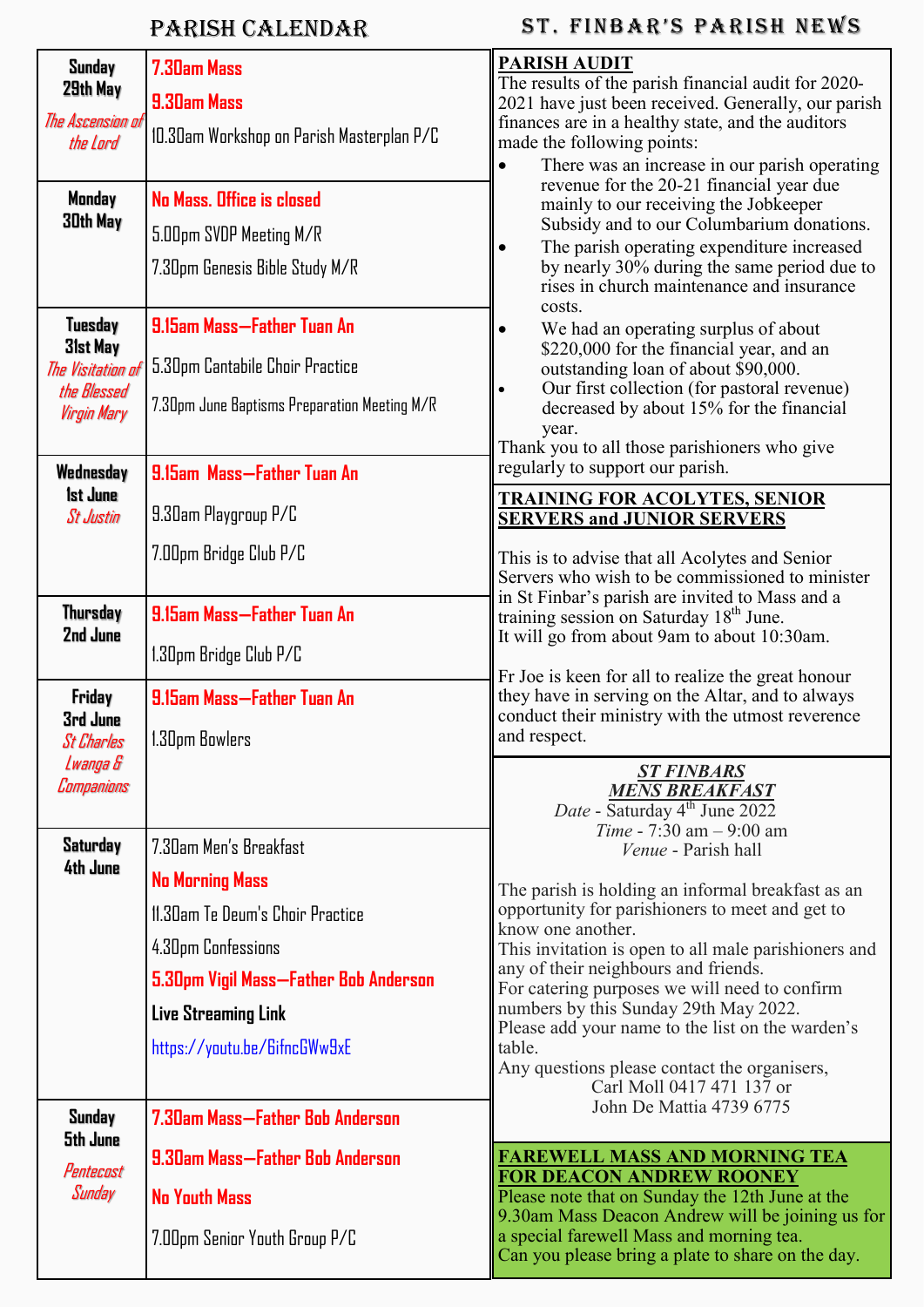# PARISH CALENDAR

| Day | Events |
|---|---|
| **Sunday 29th May** *The Ascension of the Lord* | **7.30am Mass**<br>**9.30am Mass**<br>10.30am Workshop on Parish Masterplan P/C |
| **Monday 30th May** | **No Mass. Office is closed**<br>5.00pm SVDP Meeting M/R<br>7.30pm Genesis Bible Study M/R |
| **Tuesday 31st May** *The Visitation of the Blessed Virgin Mary* | **9.15am Mass—Father Tuan An**<br>5.30pm Cantabile Choir Practice<br>7.30pm June Baptisms Preparation Meeting M/R |
| **Wednesday 1st June** *St Justin* | **9.15am Mass—Father Tuan An**<br>9.30am Playgroup P/C<br>7.00pm Bridge Club P/C |
| **Thursday 2nd June** | **9.15am Mass—Father Tuan An**<br>1.30pm Bridge Club P/C |
| **Friday 3rd June** *St Charles Lwanga & Companions* | **9.15am Mass—Father Tuan An**<br>1.30pm Bowlers |
| **Saturday 4th June** | 7.30am Men's Breakfast<br>**No Morning Mass**<br>11.30am Te Deum's Choir Practice<br>4.30pm Confessions<br>**5.30pm Vigil Mass—Father Bob Anderson**<br>**Live Streaming Link**<br>https://youtu.be/6ifncGWw9xE |
| **Sunday 5th June** *Pentecost Sunday* | **7.30am Mass—Father Bob Anderson**<br>**9.30am Mass—Father Bob Anderson**<br>**No Youth Mass**<br>7.00pm Senior Youth Group P/C |

# ST. FINBAR'S PARISH NEWS

## PARISH AUDIT

The results of the parish financial audit for 2020-2021 have just been received. Generally, our parish finances are in a healthy state, and the auditors made the following points:

- There was an increase in our parish operating revenue for the 20-21 financial year due mainly to our receiving the Jobkeeper Subsidy and to our Columbarium donations.
- The parish operating expenditure increased by nearly 30% during the same period due to rises in church maintenance and insurance costs.
- We had an operating surplus of about $220,000 for the financial year, and an outstanding loan of about $90,000.
- Our first collection (for pastoral revenue) decreased by about 15% for the financial year.

Thank you to all those parishioners who give regularly to support our parish.

## TRAINING FOR ACOLYTES, SENIOR SERVERS and JUNIOR SERVERS

This is to advise that all Acolytes and Senior Servers who wish to be commissioned to minister in St Finbar's parish are invited to Mass and a training session on Saturday 18th June.
It will go from about 9am to about 10:30am.

Fr Joe is keen for all to realize the great honour they have in serving on the Altar, and to always conduct their ministry with the utmost reverence and respect.

## *ST FINBARS MENS BREAKFAST*

*Date* - Saturday 4th June 2022
*Time* - 7:30 am – 9:00 am
*Venue* - Parish hall

The parish is holding an informal breakfast as an opportunity for parishioners to meet and get to know one another.
This invitation is open to all male parishioners and any of their neighbours and friends.
For catering purposes we will need to confirm numbers by this Sunday 29th May 2022.
Please add your name to the list on the warden's table.
Any questions please contact the organisers,
Carl Moll 0417 471 137 or
John De Mattia 4739 6775

## FAREWELL MASS AND MORNING TEA FOR DEACON ANDREW ROONEY

Please note that on Sunday the 12th June at the 9.30am Mass Deacon Andrew will be joining us for a special farewell Mass and morning tea.
Can you please bring a plate to share on the day.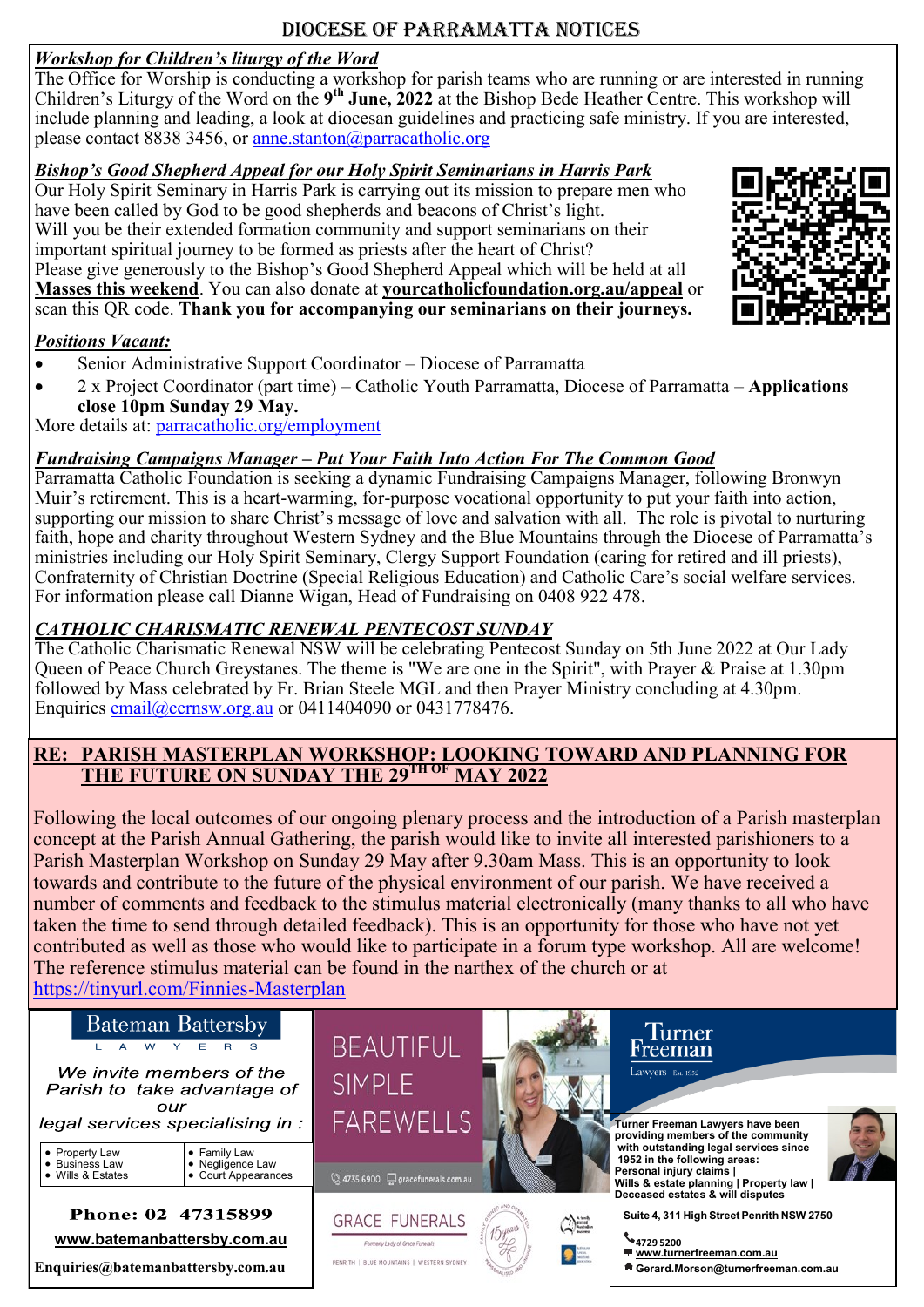# DIOCESE OF PARRAMATTA NOTICES

### *Workshop for Children's liturgy of the Word*

The Office for Worship is conducting a workshop for parish teams who are running or are interested in running Children's Liturgy of the Word on the **9th June, 2022** at the Bishop Bede Heather Centre. This workshop will include planning and leading, a look at diocesan guidelines and practicing safe ministry. If you are interested, please contact 8838 3456, or anne.stanton@parracatholic.org

### *Bishop's Good Shepherd Appeal for our Holy Spirit Seminarians in Harris Park*

Our Holy Spirit Seminary in Harris Park is carrying out its mission to prepare men who have been called by God to be good shepherds and beacons of Christ's light.
Will you be their extended formation community and support seminarians on their important spiritual journey to be formed as priests after the heart of Christ?
Please give generously to the Bishop's Good Shepherd Appeal which will be held at all **Masses this weekend**. You can also donate at **yourcatholicfoundation.org.au/appeal** or scan this QR code. **Thank you for accompanying our seminarians on their journeys.**

### *Positions Vacant:*

- Senior Administrative Support Coordinator – Diocese of Parramatta
- 2 x Project Coordinator (part time) – Catholic Youth Parramatta, Diocese of Parramatta – **Applications close 10pm Sunday 29 May.**

More details at: parracatholic.org/employment

### *Fundraising Campaigns Manager – Put Your Faith Into Action For The Common Good*

Parramatta Catholic Foundation is seeking a dynamic Fundraising Campaigns Manager, following Bronwyn Muir's retirement. This is a heart-warming, for-purpose vocational opportunity to put your faith into action, supporting our mission to share Christ's message of love and salvation with all. The role is pivotal to nurturing faith, hope and charity throughout Western Sydney and the Blue Mountains through the Diocese of Parramatta's ministries including our Holy Spirit Seminary, Clergy Support Foundation (caring for retired and ill priests), Confraternity of Christian Doctrine (Special Religious Education) and Catholic Care's social welfare services. For information please call Dianne Wigan, Head of Fundraising on 0408 922 478.

### *CATHOLIC CHARISMATIC RENEWAL PENTECOST SUNDAY*

The Catholic Charismatic Renewal NSW will be celebrating Pentecost Sunday on 5th June 2022 at Our Lady Queen of Peace Church Greystanes. The theme is "We are one in the Spirit", with Prayer & Praise at 1.30pm followed by Mass celebrated by Fr. Brian Steele MGL and then Prayer Ministry concluding at 4.30pm. Enquiries email@ccrnsw.org.au or 0411404090 or 0431778476.

## RE: PARISH MASTERPLAN WORKSHOP: LOOKING TOWARD AND PLANNING FOR THE FUTURE ON SUNDAY THE 29TH OF MAY 2022

Following the local outcomes of our ongoing plenary process and the introduction of a Parish masterplan concept at the Parish Annual Gathering, the parish would like to invite all interested parishioners to a Parish Masterplan Workshop on Sunday 29 May after 9.30am Mass. This is an opportunity to look towards and contribute to the future of the physical environment of our parish. We have received a number of comments and feedback to the stimulus material electronically (many thanks to all who have taken the time to send through detailed feedback). This is an opportunity for those who have not yet contributed as well as those who would like to participate in a forum type workshop. All are welcome! The reference stimulus material can be found in the narthex of the church or at https://tinyurl.com/Finnies-Masterplan

**Bateman Battersby LAWYERS**

*We invite members of the Parish to take advantage of our legal services specialising in :*

- Property Law
- Business Law
- Wills & Estates
- Family Law
- Negligence Law
- Court Appearances

**Phone: 02 47315899**

**www.batemanbattersby.com.au**

**Enquiries@batemanbattersby.com.au**

BEAUTIFUL SIMPLE FAREWELLS

4735 6900 gracefunerals.com.au

GRACE FUNERALS

Formerly Lady of Grace Funerals

PENRITH | BLUE MOUNTAINS | WESTERN SYDNEY

**Turner Freeman** Lawyers Est. 1952

**Turner Freeman Lawyers have been providing members of the community with outstanding legal services since 1952 in the following areas:**
**Personal injury claims | Wills & estate planning | Property law | Deceased estates & will disputes**

**Suite 4, 311 High Street Penrith NSW 2750**

**4729 5200**
**www.turnerfreeman.com.au**
**Gerard.Morson@turnerfreeman.com.au**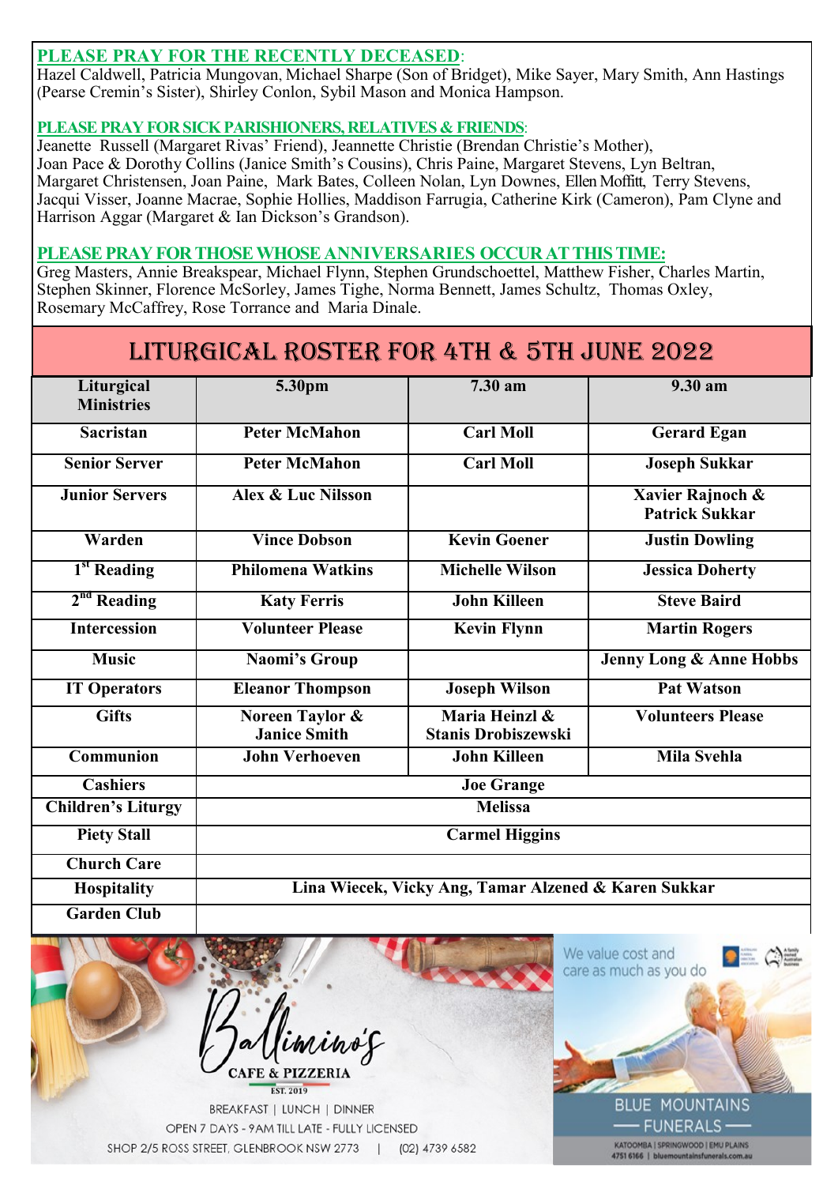**PLEASE PRAY FOR THE RECENTLY DECEASED**:

Hazel Caldwell, Patricia Mungovan, Michael Sharpe (Son of Bridget), Mike Sayer, Mary Smith, Ann Hastings (Pearse Cremin's Sister), Shirley Conlon, Sybil Mason and Monica Hampson.

**PLEASE PRAY FOR SICK PARISHIONERS, RELATIVES & FRIENDS**:

Jeanette Russell (Margaret Rivas' Friend), Jeannette Christie (Brendan Christie's Mother), Joan Pace & Dorothy Collins (Janice Smith's Cousins), Chris Paine, Margaret Stevens, Lyn Beltran, Margaret Christensen, Joan Paine, Mark Bates, Colleen Nolan, Lyn Downes, Ellen Moffitt, Terry Stevens, Jacqui Visser, Joanne Macrae, Sophie Hollies, Maddison Farrugia, Catherine Kirk (Cameron), Pam Clyne and Harrison Aggar (Margaret & Ian Dickson's Grandson).

**PLEASE PRAY FOR THOSE WHOSE ANNIVERSARIES OCCUR AT THIS TIME:**

Greg Masters, Annie Breakspear, Michael Flynn, Stephen Grundschoettel, Matthew Fisher, Charles Martin, Stephen Skinner, Florence McSorley, James Tighe, Norma Bennett, James Schultz, Thomas Oxley, Rosemary McCaffrey, Rose Torrance and Maria Dinale.

## LITURGICAL ROSTER FOR 4TH & 5TH JUNE 2022

| Liturgical Ministries | 5.30pm | 7.30 am | 9.30 am |
|---|---|---|---|
| Sacristan | Peter McMahon | Carl Moll | Gerard Egan |
| Senior Server | Peter McMahon | Carl Moll | Joseph Sukkar |
| Junior Servers | Alex & Luc Nilsson | | Xavier Rajnoch & Patrick Sukkar |
| Warden | Vince Dobson | Kevin Goener | Justin Dowling |
| 1st Reading | Philomena Watkins | Michelle Wilson | Jessica Doherty |
| 2nd Reading | Katy Ferris | John Killeen | Steve Baird |
| Intercession | Volunteer Please | Kevin Flynn | Martin Rogers |
| Music | Naomi's Group | | Jenny Long & Anne Hobbs |
| IT Operators | Eleanor Thompson | Joseph Wilson | Pat Watson |
| Gifts | Noreen Taylor & Janice Smith | Maria Heinzl & Stanis Drobiszewski | Volunteers Please |
| Communion | John Verhoeven | John Killeen | Mila Svehla |
| Cashiers | Joe Grange | | |
| Children's Liturgy | Melissa | | |
| Piety Stall | Carmel Higgins | | |
| Church Care | | | |
| Hospitality | Lina Wiecek, Vicky Ang, Tamar Alzened & Karen Sukkar | | |
| Garden Club | | | |

Ballimino's
CAFE & PIZZERIA
EST. 2019
BREAKFAST | LUNCH | DINNER
OPEN 7 DAYS - 9AM TILL LATE - FULLY LICENSED
SHOP 2/5 ROSS STREET, GLENBROOK NSW 2773 | (02) 4739 6582

We value cost and care as much as you do

BLUE MOUNTAINS FUNERALS
KATOOMBA | SPRINGWOOD | EMU PLAINS
4751 6166 | bluemountainsfunerals.com.au